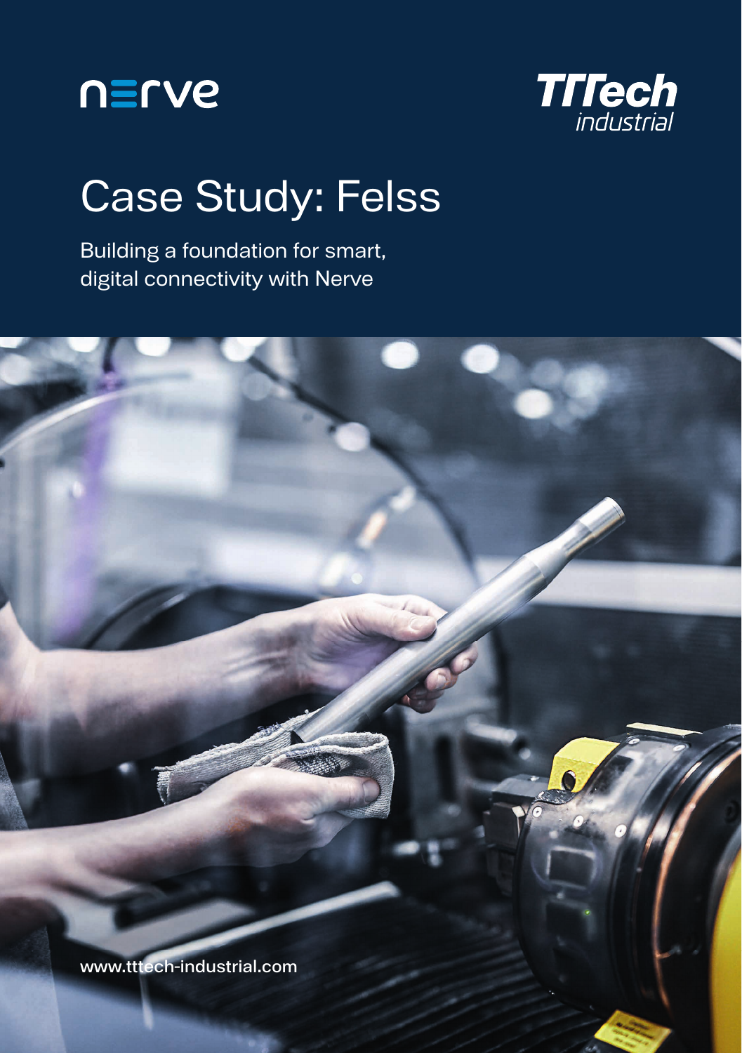nerve

TTTech industrial

# Case Study: Felss

Building a foundation for smart, digital connectivity with Nerve

www.tttech-industrial.com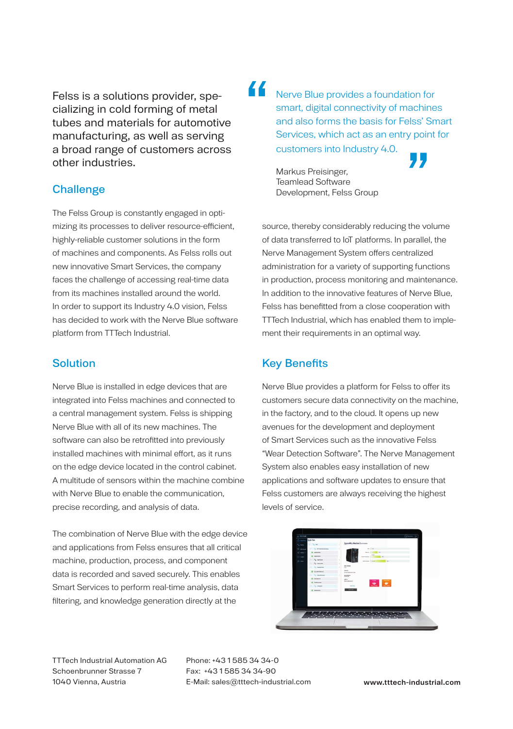Felss is a solutions provider, specializing in cold forming of metal tubes and materials for automotive manufacturing, as well as serving a broad range of customers across other industries.

> Nerve Blue provides a foundation for smart, digital connectivity of machines and also forms the basis for Felss' Smart Services, which act as an entry point for customers into Industry 4.0.
>
> Markus Preisinger,
> Teamlead Software
> Development, Felss Group

## Challenge

The Felss Group is constantly engaged in optimizing its processes to deliver resource-efficient, highly-reliable customer solutions in the form of machines and components. As Felss rolls out new innovative Smart Services, the company faces the challenge of accessing real-time data from its machines installed around the world. In order to support its Industry 4.0 vision, Felss has decided to work with the Nerve Blue software platform from TTTech Industrial.

## Solution

Nerve Blue is installed in edge devices that are integrated into Felss machines and connected to a central management system. Felss is shipping Nerve Blue with all of its new machines. The software can also be retrofitted into previously installed machines with minimal effort, as it runs on the edge device located in the control cabinet. A multitude of sensors within the machine combine with Nerve Blue to enable the communication, precise recording, and analysis of data.

The combination of Nerve Blue with the edge device and applications from Felss ensures that all critical machine, production, process, and component data is recorded and saved securely. This enables Smart Services to perform real-time analysis, data filtering, and knowledge generation directly at the source, thereby considerably reducing the volume of data transferred to IoT platforms. In parallel, the Nerve Management System offers centralized administration for a variety of supporting functions in production, process monitoring and maintenance. In addition to the innovative features of Nerve Blue, Felss has benefitted from a close cooperation with TTTech Industrial, which has enabled them to implement their requirements in an optimal way.

## Key Benefits

Nerve Blue provides a platform for Felss to offer its customers secure data connectivity on the machine, in the factory, and to the cloud. It opens up new avenues for the development and deployment of Smart Services such as the innovative Felss "Wear Detection Software". The Nerve Management System also enables easy installation of new applications and software updates to ensure that Felss customers are always receiving the highest levels of service.

TTTech Industrial Automation AG
Schoenbrunner Strasse 7
1040 Vienna, Austria

Phone: +43 1 585 34 34-0
Fax: +43 1 585 34 34-90
E-Mail: sales@tttech-industrial.com

**www.tttech-industrial.com**